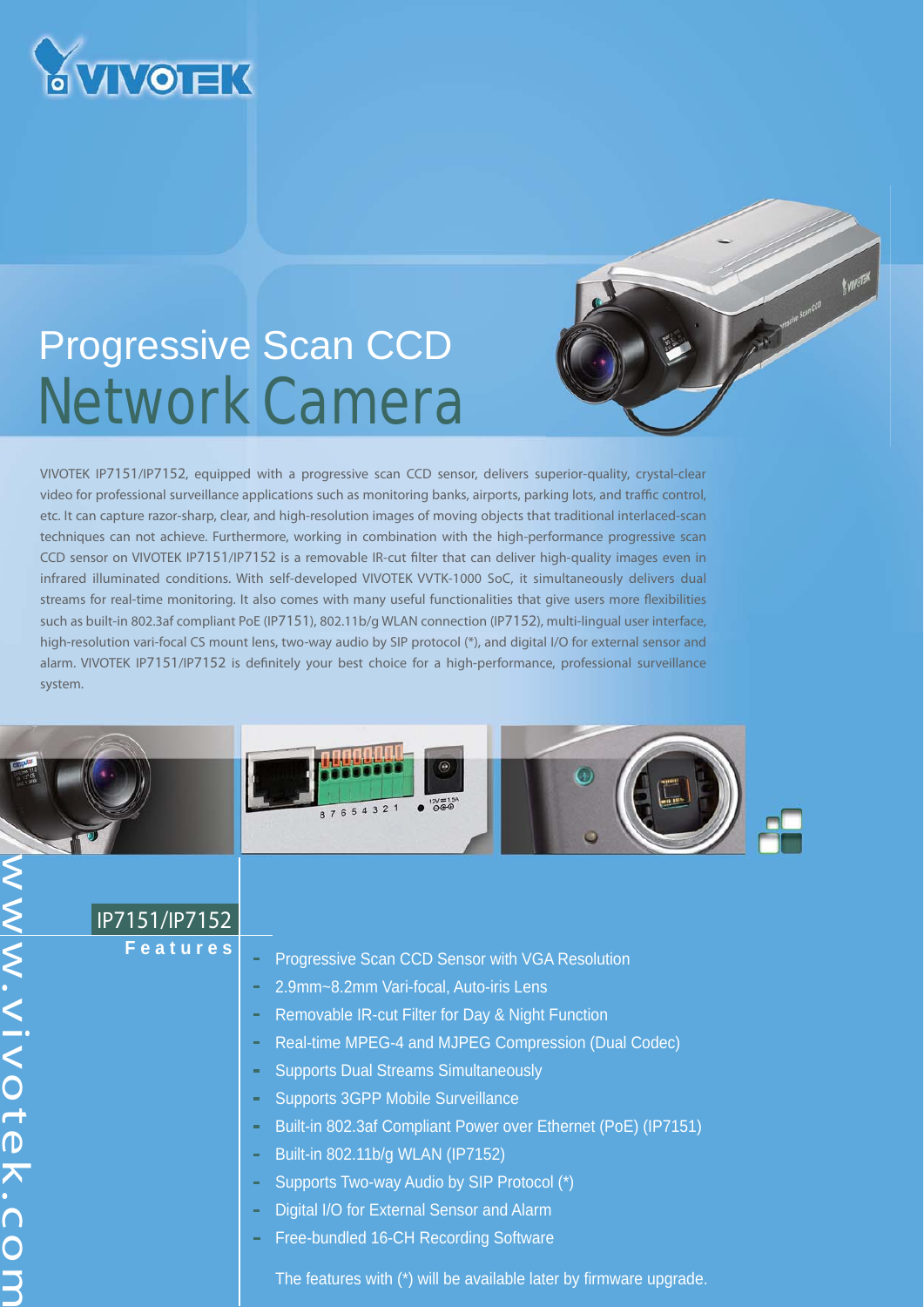# Progressive Scan CCD Network Camera

VIVOTEK IP7151/IP7152, equipped with a progressive scan CCD sensor, delivers superior-quality, crystal-clear video for professional surveillance applications such as monitoring banks, airports, parking lots, and traffic control, etc. It can capture razor-sharp, clear, and high-resolution images of moving objects that traditional interlaced-scan techniques can not achieve. Furthermore, working in combination with the high-performance progressive scan CCD sensor on VIVOTEK IP7151/IP7152 is a removable IR-cut filter that can deliver high-quality images even in infrared illuminated conditions. With self-developed VIVOTEK VVTK-1000 SoC, it simultaneously delivers dual streams for real-time monitoring. It also comes with many useful functionalities that give users more flexibilities such as built-in 802.3af compliant PoE (IP7151), 802.11b/g WLAN connection (IP7152), multi-lingual user interface, high-resolution vari-focal CS mount lens, two-way audio by SIP protocol (*), and digital I/O for external sensor and alarm. VIVOTEK IP7151/IP7152 is definitely your best choice for a high-performance, professional surveillance system.

## IP7151/IP7152

### Features

- Progressive Scan CCD Sensor with VGA Resolution
- 2.9mm~8.2mm Vari-focal, Auto-iris Lens
- Removable IR-cut Filter for Day & Night Function
- Real-time MPEG-4 and MJPEG Compression (Dual Codec)
- Supports Dual Streams Simultaneously
- Supports 3GPP Mobile Surveillance
- Built-in 802.3af Compliant Power over Ethernet (PoE) (IP7151)
- Built-in 802.11b/g WLAN (IP7152)
- Supports Two-way Audio by SIP Protocol (*)
- Digital I/O for External Sensor and Alarm
- Free-bundled 16-CH Recording Software

The features with (*) will be available later by firmware upgrade.

www.vivotek.com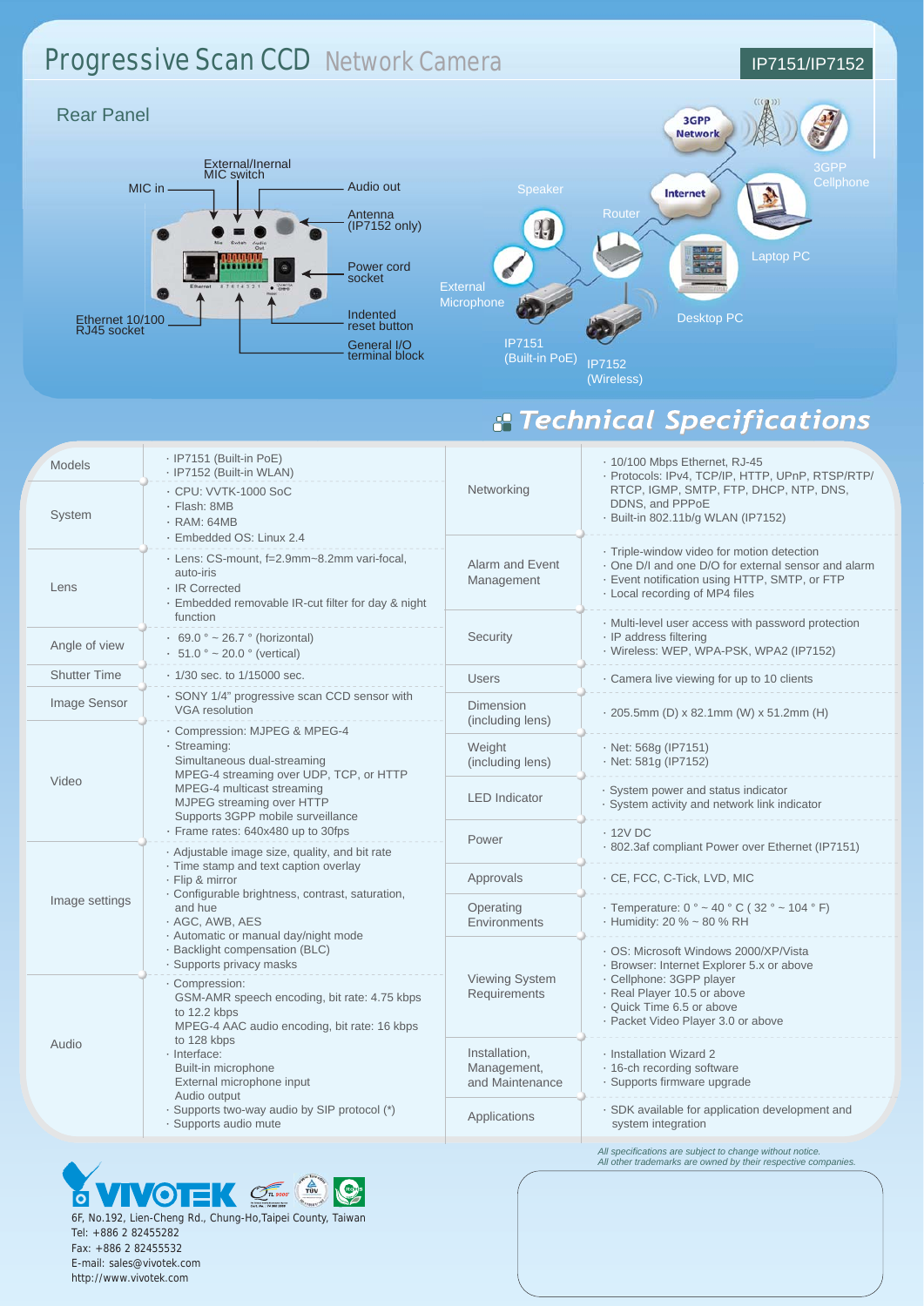# Progressive Scan CCD Network Camera

IP7151/IP7152

## Rear Panel

MIC in
External/Inernal MIC switch
Audio out
Antenna (IP7152 only)
Power cord socket
Indented reset button
General I/O terminal block
Ethernet 10/100 RJ45 socket

Speaker
External Microphone
IP7151 (Built-in PoE)
IP7152 (Wireless)
Router
Internet
3GPP Network
3GPP Cellphone
Laptop PC
Desktop PC

## Technical Specifications

| | | | |
|---|---|---|---|
| Models | · IP7151 (Built-in PoE)<br>· IP7152 (Built-in WLAN) | Networking | · 10/100 Mbps Ethernet, RJ-45<br>· Protocols: IPv4, TCP/IP, HTTP, UPnP, RTSP/RTP/RTCP, IGMP, SMTP, FTP, DHCP, NTP, DNS, DDNS, and PPPoE<br>· Built-in 802.11b/g WLAN (IP7152) |
| System | · CPU: VVTK-1000 SoC<br>· Flash: 8MB<br>· RAM: 64MB<br>· Embedded OS: Linux 2.4 | | |
| Lens | · Lens: CS-mount, f=2.9mm~8.2mm vari-focal, auto-iris<br>· IR Corrected<br>· Embedded removable IR-cut filter for day & night function | Alarm and Event Management | · Triple-window video for motion detection<br>· One D/I and one D/O for external sensor and alarm<br>· Event notification using HTTP, SMTP, or FTP<br>· Local recording of MP4 files |
| Angle of view | · 69.0 ° ~ 26.7 ° (horizontal)<br>· 51.0 ° ~ 20.0 ° (vertical) | Security | · Multi-level user access with password protection<br>· IP address filtering<br>· Wireless: WEP, WPA-PSK, WPA2 (IP7152) |
| Shutter Time | · 1/30 sec. to 1/15000 sec. | Users | · Camera live viewing for up to 10 clients |
| Image Sensor | · SONY 1/4" progressive scan CCD sensor with VGA resolution | Dimension (including lens) | · 205.5mm (D) x 82.1mm (W) x 51.2mm (H) |
| Video | · Compression: MJPEG & MPEG-4<br>· Streaming:<br>Simultaneous dual-streaming<br>MPEG-4 streaming over UDP, TCP, or HTTP<br>MPEG-4 multicast streaming<br>MJPEG streaming over HTTP<br>Supports 3GPP mobile surveillance<br>· Frame rates: 640x480 up to 30fps | Weight (including lens) | · Net: 568g (IP7151)<br>· Net: 581g (IP7152) |
| | | LED Indicator | · System power and status indicator<br>· System activity and network link indicator |
| | | Power | · 12V DC<br>· 802.3af compliant Power over Ethernet (IP7151) |
| Image settings | · Adjustable image size, quality, and bit rate<br>· Time stamp and text caption overlay<br>· Flip & mirror<br>· Configurable brightness, contrast, saturation, and hue<br>· AGC, AWB, AES<br>· Automatic or manual day/night mode<br>· Backlight compensation (BLC)<br>· Supports privacy masks | Approvals | · CE, FCC, C-Tick, LVD, MIC |
| | | Operating Environments | · Temperature: 0 ° ~ 40 ° C ( 32 ° ~ 104 ° F)<br>· Humidity: 20 % ~ 80 % RH |
| | | Viewing System Requirements | · OS: Microsoft Windows 2000/XP/Vista<br>· Browser: Internet Explorer 5.x or above<br>· Cellphone: 3GPP player<br>· Real Player 10.5 or above<br>· Quick Time 6.5 or above<br>· Packet Video Player 3.0 or above |
| Audio | · Compression:<br>GSM-AMR speech encoding, bit rate: 4.75 kbps to 12.2 kbps<br>MPEG-4 AAC audio encoding, bit rate: 16 kbps to 128 kbps<br>· Interface:<br>Built-in microphone<br>External microphone input<br>Audio output<br>· Supports two-way audio by SIP protocol (*)<br>· Supports audio mute | Installation, Management, and Maintenance | · Installation Wizard 2<br>· 16-ch recording software<br>· Supports firmware upgrade |
| | | Applications | · SDK available for application development and system integration |

*All specifications are subject to change without notice.*
*All other trademarks are owned by their respective companies.*

VIVOTEK

6F, No.192, Lien-Cheng Rd., Chung-Ho,Taipei County, Taiwan
Tel: +886 2 82455282
Fax: +886 2 82455532
E-mail: sales@vivotek.com
http://www.vivotek.com